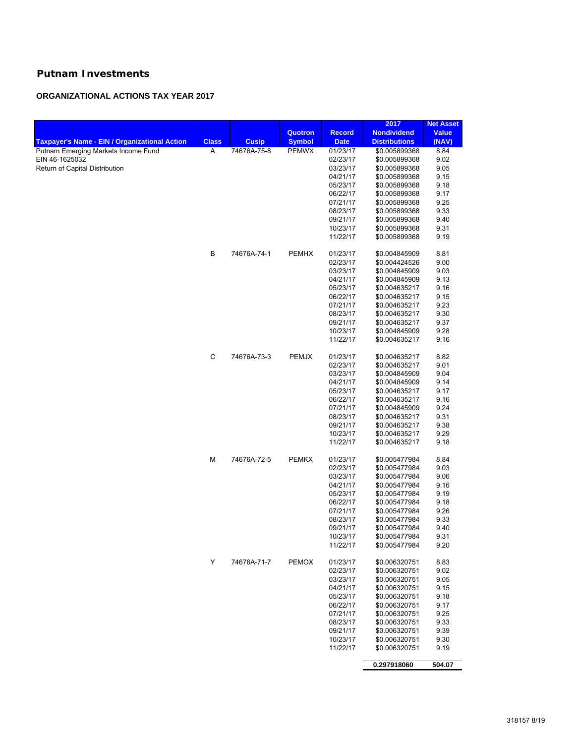## Putnam Investments

### ORGANIZATIONAL ACTIONS TAX YEAR 2017

| Taxpayer's Name - EIN / Organizational Action | Class | Cusip | Quotron Symbol | Record Date | 2017 Nondividend Distributions | Net Asset Value (NAV) |
|---|---|---|---|---|---|---|
| Putnam Emerging Markets Income Fund | A | 74676A-75-8 | PEMWX | 01/23/17 | $0.005899368 | 8.84 |
| EIN 46-1625032 | | | | 02/23/17 | $0.005899368 | 9.02 |
| Return of Capital Distribution | | | | 03/23/17 | $0.005899368 | 9.05 |
| | | | | 04/21/17 | $0.005899368 | 9.15 |
| | | | | 05/23/17 | $0.005899368 | 9.18 |
| | | | | 06/22/17 | $0.005899368 | 9.17 |
| | | | | 07/21/17 | $0.005899368 | 9.25 |
| | | | | 08/23/17 | $0.005899368 | 9.33 |
| | | | | 09/21/17 | $0.005899368 | 9.40 |
| | | | | 10/23/17 | $0.005899368 | 9.31 |
| | | | | 11/22/17 | $0.005899368 | 9.19 |
| | B | 74676A-74-1 | PEMHX | 01/23/17 | $0.004845909 | 8.81 |
| | | | | 02/23/17 | $0.004424526 | 9.00 |
| | | | | 03/23/17 | $0.004845909 | 9.03 |
| | | | | 04/21/17 | $0.004845909 | 9.13 |
| | | | | 05/23/17 | $0.004635217 | 9.16 |
| | | | | 06/22/17 | $0.004635217 | 9.15 |
| | | | | 07/21/17 | $0.004635217 | 9.23 |
| | | | | 08/23/17 | $0.004635217 | 9.30 |
| | | | | 09/21/17 | $0.004635217 | 9.37 |
| | | | | 10/23/17 | $0.004845909 | 9.28 |
| | | | | 11/22/17 | $0.004635217 | 9.16 |
| | C | 74676A-73-3 | PEMJX | 01/23/17 | $0.004635217 | 8.82 |
| | | | | 02/23/17 | $0.004635217 | 9.01 |
| | | | | 03/23/17 | $0.004845909 | 9.04 |
| | | | | 04/21/17 | $0.004845909 | 9.14 |
| | | | | 05/23/17 | $0.004635217 | 9.17 |
| | | | | 06/22/17 | $0.004635217 | 9.16 |
| | | | | 07/21/17 | $0.004845909 | 9.24 |
| | | | | 08/23/17 | $0.004635217 | 9.31 |
| | | | | 09/21/17 | $0.004635217 | 9.38 |
| | | | | 10/23/17 | $0.004635217 | 9.29 |
| | | | | 11/22/17 | $0.004635217 | 9.18 |
| | M | 74676A-72-5 | PEMKX | 01/23/17 | $0.005477984 | 8.84 |
| | | | | 02/23/17 | $0.005477984 | 9.03 |
| | | | | 03/23/17 | $0.005477984 | 9.06 |
| | | | | 04/21/17 | $0.005477984 | 9.16 |
| | | | | 05/23/17 | $0.005477984 | 9.19 |
| | | | | 06/22/17 | $0.005477984 | 9.18 |
| | | | | 07/21/17 | $0.005477984 | 9.26 |
| | | | | 08/23/17 | $0.005477984 | 9.33 |
| | | | | 09/21/17 | $0.005477984 | 9.40 |
| | | | | 10/23/17 | $0.005477984 | 9.31 |
| | | | | 11/22/17 | $0.005477984 | 9.20 |
| | Y | 74676A-71-7 | PEMOX | 01/23/17 | $0.006320751 | 8.83 |
| | | | | 02/23/17 | $0.006320751 | 9.02 |
| | | | | 03/23/17 | $0.006320751 | 9.05 |
| | | | | 04/21/17 | $0.006320751 | 9.15 |
| | | | | 05/23/17 | $0.006320751 | 9.18 |
| | | | | 06/22/17 | $0.006320751 | 9.17 |
| | | | | 07/21/17 | $0.006320751 | 9.25 |
| | | | | 08/23/17 | $0.006320751 | 9.33 |
| | | | | 09/21/17 | $0.006320751 | 9.39 |
| | | | | 10/23/17 | $0.006320751 | 9.30 |
| | | | | 11/22/17 | $0.006320751 | 9.19 |
| | | | | | **0.297918060** | **504.07** |

318157 8/19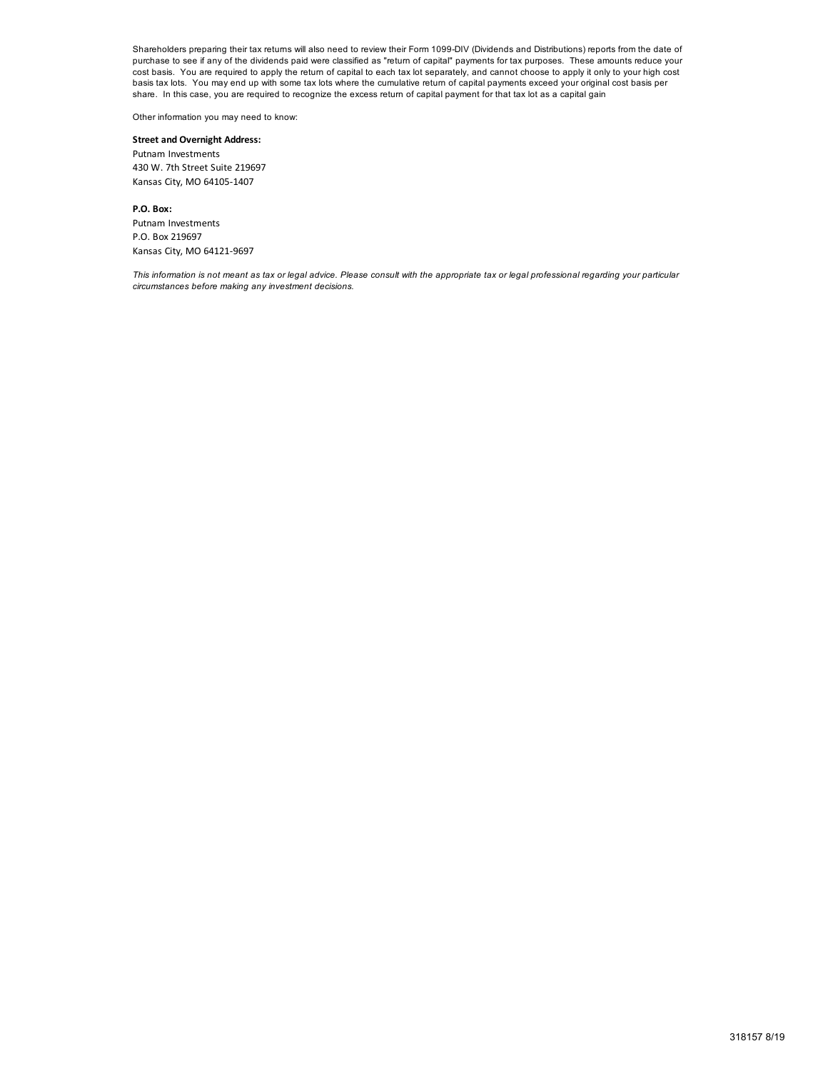Shareholders preparing their tax returns will also need to review their Form 1099-DIV (Dividends and Distributions) reports from the date of purchase to see if any of the dividends paid were classified as "return of capital" payments for tax purposes. These amounts reduce your cost basis. You are required to apply the return of capital to each tax lot separately, and cannot choose to apply it only to your high cost basis tax lots. You may end up with some tax lots where the cumulative return of capital payments exceed your original cost basis per share. In this case, you are required to recognize the excess return of capital payment for that tax lot as a capital gain

Other information you may need to know:

**Street and Overnight Address:**

Putnam Investments
430 W. 7th Street Suite 219697
Kansas City, MO 64105-1407

**P.O. Box:**

Putnam Investments
P.O. Box 219697
Kansas City, MO 64121-9697

*This information is not meant as tax or legal advice. Please consult with the appropriate tax or legal professional regarding your particular circumstances before making any investment decisions.*

318157 8/19